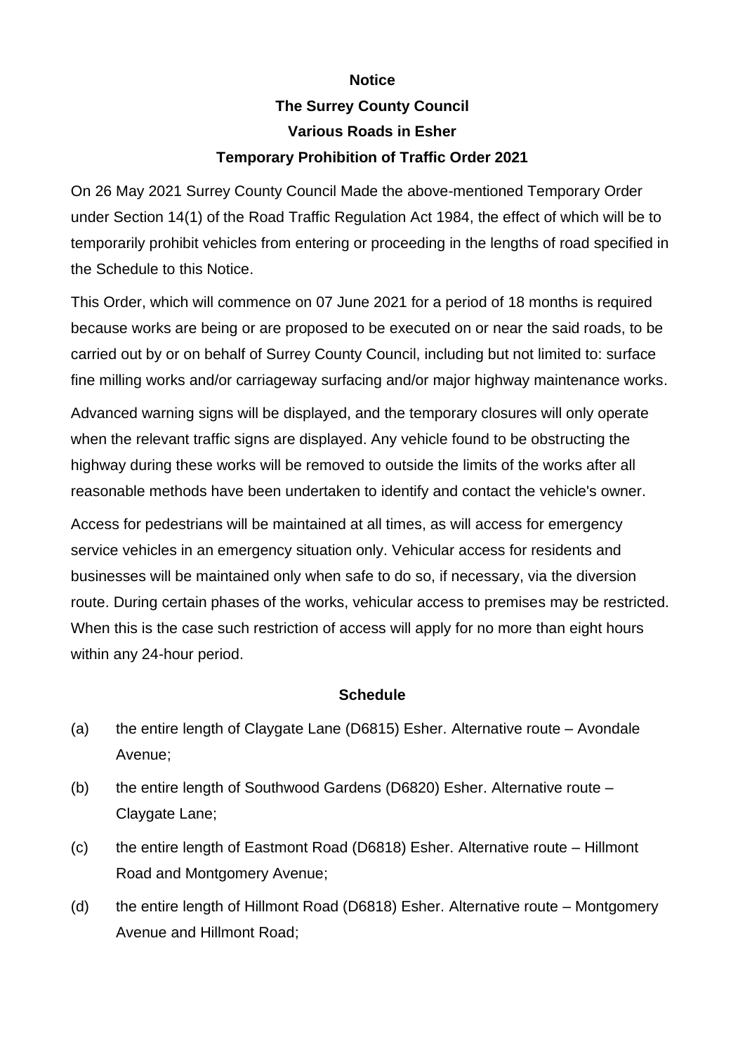**Notice**

**The Surrey County Council**

**Various Roads in Esher**

**Temporary Prohibition of Traffic Order 2021**

On 26 May 2021 Surrey County Council Made the above-mentioned Temporary Order under Section 14(1) of the Road Traffic Regulation Act 1984, the effect of which will be to temporarily prohibit vehicles from entering or proceeding in the lengths of road specified in the Schedule to this Notice.

This Order, which will commence on 07 June 2021 for a period of 18 months is required because works are being or are proposed to be executed on or near the said roads, to be carried out by or on behalf of Surrey County Council, including but not limited to: surface fine milling works and/or carriageway surfacing and/or major highway maintenance works.

Advanced warning signs will be displayed, and the temporary closures will only operate when the relevant traffic signs are displayed. Any vehicle found to be obstructing the highway during these works will be removed to outside the limits of the works after all reasonable methods have been undertaken to identify and contact the vehicle's owner.

Access for pedestrians will be maintained at all times, as will access for emergency service vehicles in an emergency situation only. Vehicular access for residents and businesses will be maintained only when safe to do so, if necessary, via the diversion route. During certain phases of the works, vehicular access to premises may be restricted. When this is the case such restriction of access will apply for no more than eight hours within any 24-hour period.

**Schedule**

(a) the entire length of Claygate Lane (D6815) Esher. Alternative route – Avondale Avenue;

(b) the entire length of Southwood Gardens (D6820) Esher. Alternative route – Claygate Lane;

(c) the entire length of Eastmont Road (D6818) Esher. Alternative route – Hillmont Road and Montgomery Avenue;

(d) the entire length of Hillmont Road (D6818) Esher. Alternative route – Montgomery Avenue and Hillmont Road;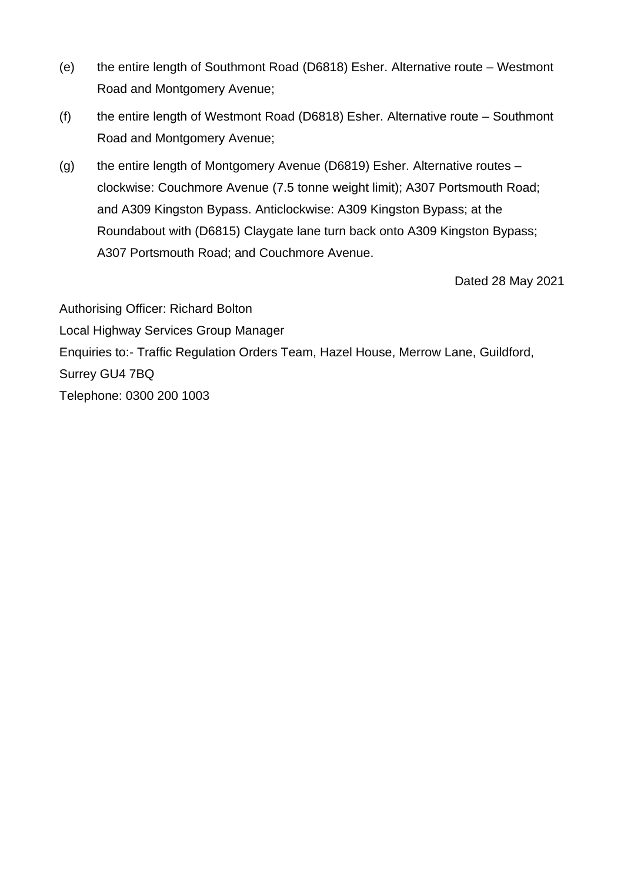(e) the entire length of Southmont Road (D6818) Esher. Alternative route – Westmont Road and Montgomery Avenue;

(f) the entire length of Westmont Road (D6818) Esher. Alternative route – Southmont Road and Montgomery Avenue;

(g) the entire length of Montgomery Avenue (D6819) Esher. Alternative routes – clockwise: Couchmore Avenue (7.5 tonne weight limit); A307 Portsmouth Road; and A309 Kingston Bypass. Anticlockwise: A309 Kingston Bypass; at the Roundabout with (D6815) Claygate lane turn back onto A309 Kingston Bypass; A307 Portsmouth Road; and Couchmore Avenue.

Dated 28 May 2021

Authorising Officer: Richard Bolton  
Local Highway Services Group Manager  
Enquiries to:- Traffic Regulation Orders Team, Hazel House, Merrow Lane, Guildford, Surrey GU4 7BQ  
Telephone: 0300 200 1003